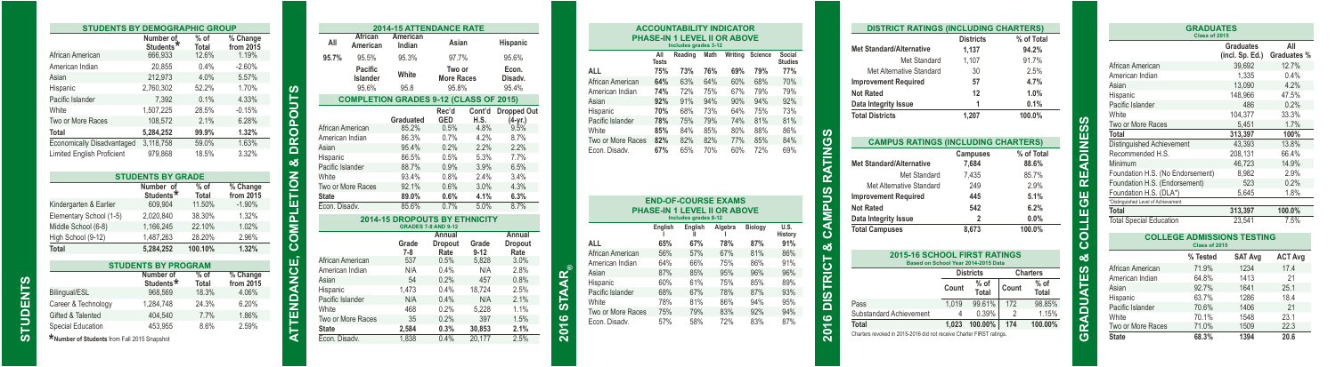# STUDENTS

## STUDENTS BY DEMOGRAPHIC GROUP

| | Number of Students* | % of Total | % Change from 2015 |
|---|---|---|---|
| African American | 666,933 | 12.6% | 1.19% |
| American Indian | 20,855 | 0.4% | -2.60% |
| Asian | 212,973 | 4.0% | 5.57% |
| Hispanic | 2,760,302 | 52.2% | 1.70% |
| Pacific Islander | 7,392 | 0.1% | 4.33% |
| White | 1,507,225 | 28.5% | -0.15% |
| Two or More Races | 108,572 | 2.1% | 6.28% |
| Total | 5,284,252 | 99.9% | 1.32% |
| Economically Disadvantaged | 3,118,758 | 59.0% | 1.63% |
| Limited English Proficient | 979,868 | 18.5% | 3.32% |

## STUDENTS BY GRADE

| | Number of Students* | % of Total | % Change from 2015 |
|---|---|---|---|
| Kindergarten & Earlier | 609,904 | 11.50% | -1.90% |
| Elementary School (1-5) | 2,020,840 | 38.30% | 1.32% |
| Middle School (6-8) | 1,166,245 | 22.10% | 1.02% |
| High School (9-12) | 1,487,263 | 28.20% | 2.96% |
| Total | 5,284,252 | 100.10% | 1.32% |

## STUDENTS BY PROGRAM

| | Number of Students* | % of Total | % Change from 2015 |
|---|---|---|---|
| Bilingual/ESL | 968,569 | 18.3% | 4.06% |
| Career & Technology | 1,284,748 | 24.3% | 6.20% |
| Gifted & Talented | 404,540 | 7.7% | 1.86% |
| Special Education | 453,955 | 8.6% | 2.59% |

*Number of Students from Fall 2015 Snapshot

# ATTENDANCE, COMPLETION & DROPOUTS

## 2014-15 ATTENDANCE RATE

| All | African American | American Indian | Asian | Hispanic |
|---|---|---|---|---|
| 95.7% | 95.5% | 95.3% | 97.7% | 95.6% |
| | Pacific Islander | White | Two or More Races | Econ. Disadv. |
| | 95.6% | 95.8 | 95.8% | 95.4% |

Includes grades 1-12

## COMPLETION GRADES 9-12 (CLASS OF 2015)

| | Graduated | Rec'd GED | Cont'd H.S. | Dropped Out (4-yr.) |
|---|---|---|---|---|
| African American | 85.2% | 0.5% | 4.8% | 9.5% |
| American Indian | 86.3% | 0.7% | 4.2% | 8.7% |
| Asian | 95.4% | 0.2% | 2.2% | 2.2% |
| Hispanic | 86.5% | 0.5% | 5.3% | 7.7% |
| Pacific Islander | 88.7% | 0.9% | 3.9% | 6.5% |
| White | 93.4% | 0.8% | 2.4% | 3.4% |
| Two or More Races | 92.1% | 0.6% | 3.0% | 4.3% |
| State | 89.0% | 0.6% | 4.1% | 6.3% |
| Econ. Disadv. | 85.6% | 0.7% | 5.0% | 8.7% |

## 2014-15 DROPOUTS BY ETHNICITY

GRADES 7-8 AND 9-12

| | Grade 7-8 | Annual Dropout Rate | Grade 9-12 | Annual Dropout Rate |
|---|---|---|---|---|
| African American | 537 | 0.5% | 5,828 | 3.0% |
| American Indian | N/A | 0.4% | N/A | 2.8% |
| Asian | 54 | 0.2% | 457 | 0.8% |
| Hispanic | 1,473 | 0.4% | 18,724 | 2.5% |
| Pacific Islander | N/A | 0.4% | N/A | 2.1% |
| White | 468 | 0.2% | 5,228 | 1.1% |
| Two or More Races | 35 | 0.2% | 397 | 1.5% |
| State | 2,584 | 0.3% | 30,853 | 2.1% |
| Econ. Disadv. | 1,838 | 0.4% | 20,177 | 2.5% |

# 2016 STAAR®

## ACCOUNTABILITY INDICATOR PHASE-IN 1 LEVEL II OR ABOVE

Includes grades 3-12

| | All Tests | Reading | Math | Writing | Science | Social Studies |
|---|---|---|---|---|---|---|
| ALL | 75% | 73% | 76% | 69% | 79% | 77% |
| African American | 64% | 63% | 64% | 60% | 68% | 70% |
| American Indian | 74% | 72% | 75% | 67% | 79% | 79% |
| Asian | 92% | 91% | 94% | 90% | 94% | 92% |
| Hispanic | 70% | 68% | 73% | 64% | 75% | 73% |
| Pacific Islander | 78% | 75% | 79% | 74% | 81% | 81% |
| White | 85% | 84% | 85% | 80% | 88% | 86% |
| Two or More Races | 82% | 82% | 82% | 77% | 85% | 84% |
| Econ. Disadv. | 67% | 65% | 70% | 60% | 72% | 69% |

## END-OF-COURSE EXAMS PHASE-IN 1 LEVEL II OR ABOVE

Includes grades 8-12

| | English I | English II | Algebra I | Biology | U.S. History |
|---|---|---|---|---|---|
| ALL | 65% | 67% | 78% | 87% | 91% |
| African American | 56% | 57% | 67% | 81% | 86% |
| American Indian | 64% | 66% | 75% | 86% | 91% |
| Asian | 87% | 85% | 95% | 96% | 96% |
| Hispanic | 60% | 61% | 75% | 85% | 89% |
| Pacific Islander | 68% | 67% | 78% | 87% | 93% |
| White | 78% | 81% | 86% | 94% | 95% |
| Two or More Races | 75% | 79% | 83% | 92% | 94% |
| Econ. Disadv. | 57% | 58% | 72% | 83% | 87% |

# 2016 DISTRICT & CAMPUS RATINGS

## DISTRICT RATINGS (INCLUDING CHARTERS)

| | Districts | % of Total |
|---|---|---|
| Met Standard/Alternative | 1,137 | 94.2% |
| Met Standard | 1,107 | 91.7% |
| Met Alternative Standard | 30 | 2.5% |
| Improvement Required | 57 | 4.7% |
| Not Rated | 12 | 1.0% |
| Data Integrity Issue | 1 | 0.1% |
| Total Districts | 1,207 | 100.0% |

## CAMPUS RATINGS (INCLUDING CHARTERS)

| | Campuses | % of Total |
|---|---|---|
| Met Standard/Alternative | 7,684 | 88.6% |
| Met Standard | 7,435 | 85.7% |
| Met Alternative Standard | 249 | 2.9% |
| Improvement Required | 445 | 5.1% |
| Not Rated | 542 | 6.2% |
| Data Integrity Issue | 2 | 0.0% |
| Total Campuses | 8,673 | 100.0% |

## 2015-16 SCHOOL FIRST RATINGS

Based on School Year 2014-2015 Data

| | Districts | | Charters | |
|---|---|---|---|---|
| | Count | % of Total | Count | % of Total |
| Pass | 1,019 | 99.61% | 172 | 98.85% |
| Substandard Achievement | 4 | 0.39% | 2 | 1.15% |
| Total | 1,023 | 100.00% | 174 | 100.00% |

Charters revoked in 2015-2016 did not receive Charter FIRST ratings.

# GRADUATES & COLLEGE READINESS

## GRADUATES

Class of 2015

| | Graduates (incl. Sp. Ed.) | All Graduates % |
|---|---|---|
| African American | 39,692 | 12.7% |
| American Indian | 1,335 | 0.4% |
| Asian | 13,090 | 4.2% |
| Hispanic | 148,966 | 47.5% |
| Pacific Islander | 486 | 0.2% |
| White | 104,377 | 33.3% |
| Two or More Races | 5,451 | 1.7% |
| Total | 313,397 | 100% |
| Distinguished Achievement | 43,393 | 13.8% |
| Recommended H.S. | 208,131 | 66.4% |
| Minimum | 46,723 | 14.9% |
| Foundation H.S. (No Endorsement) | 8,982 | 2.9% |
| Foundation H.S. (Endorsement) | 523 | 0.2% |
| Foundation H.S. (DLA*) | 5,645 | 1.8% |
| Total | 313,397 | 100.0% |
| Total Special Education | 23,541 | 7.5% |

*Distinguished Level of Achievement

## COLLEGE ADMISSIONS TESTING

Class of 2015

| | % Tested | SAT Avg | ACT Avg |
|---|---|---|---|
| African American | 71.9% | 1234 | 17.4 |
| American Indian | 64.8% | 1413 | 21 |
| Asian | 92.7% | 1641 | 25.1 |
| Hispanic | 63.7% | 1286 | 18.4 |
| Pacific Islander | 70.6% | 1406 | 21 |
| White | 70.1% | 1548 | 23.1 |
| Two or More Races | 71.0% | 1509 | 22.3 |
| State | 68.3% | 1394 | 20.6 |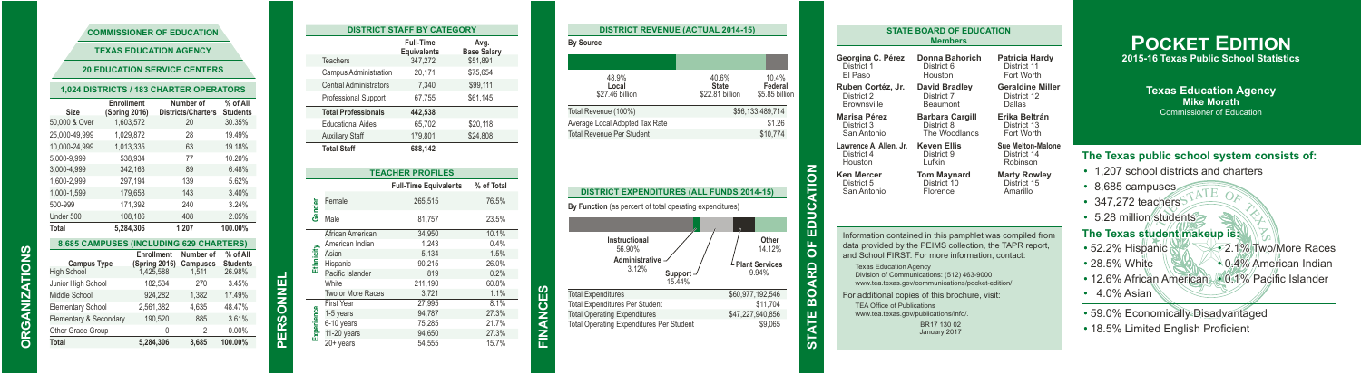# ORGANIZATIONS

**COMMISSIONER OF EDUCATION**

**TEXAS EDUCATION AGENCY**

**20 EDUCATION SERVICE CENTERS**

### 1,024 DISTRICTS / 183 CHARTER OPERATORS

| Size | Enrollment (Spring 2016) | Number of Districts/Charters | % of All Students |
|---|---|---|---|
| 50,000 & Over | 1,603,572 | 20 | 30.35% |
| 25,000-49,999 | 1,029,872 | 28 | 19.49% |
| 10,000-24,999 | 1,013,335 | 63 | 19.18% |
| 5,000-9,999 | 538,934 | 77 | 10.20% |
| 3,000-4,999 | 342,163 | 89 | 6.48% |
| 1,600-2,999 | 297,194 | 139 | 5.62% |
| 1,000-1,599 | 179,658 | 143 | 3.40% |
| 500-999 | 171,392 | 240 | 3.24% |
| Under 500 | 108,186 | 408 | 2.05% |
| Total | 5,284,306 | 1,207 | 100.00% |

### 8,685 CAMPUSES (INCLUDING 629 CHARTERS)

| Campus Type | Enrollment (Spring 2016) | Number of Campuses | % of All Students |
|---|---|---|---|
| High School | 1,425,588 | 1,511 | 26.98% |
| Junior High School | 182,534 | 270 | 3.45% |
| Middle School | 924,282 | 1,382 | 17.49% |
| Elementary School | 2,561,382 | 4,635 | 48.47% |
| Elementary & Secondary | 190,520 | 885 | 3.61% |
| Other Grade Group | 0 | 2 | 0.00% |
| Total | 5,284,306 | 8,685 | 100.00% |

# PERSONNEL

### DISTRICT STAFF BY CATEGORY

| | Full-Time Equivalents | Avg. Base Salary |
|---|---|---|
| Teachers | 347,272 | $51,891 |
| Campus Administration | 20,171 | $75,654 |
| Central Administrators | 7,340 | $99,111 |
| Professional Support | 67,755 | $61,145 |
| Total Professionals | 442,538 | |
| Educational Aides | 65,702 | $20,118 |
| Auxiliary Staff | 179,801 | $24,808 |
| Total Staff | 688,142 | |

### TEACHER PROFILES

| | | Full-Time Equivalents | % of Total |
|---|---|---|---|
| Gender | Female | 265,515 | 76.5% |
| | Male | 81,757 | 23.5% |
| Ethnicity | African American | 34,950 | 10.1% |
| | American Indian | 1,243 | 0.4% |
| | Asian | 5,134 | 1.5% |
| | Hispanic | 90,215 | 26.0% |
| | Pacific Islander | 819 | 0.2% |
| | White | 211,190 | 60.8% |
| | Two or More Races | 3,721 | 1.1% |
| Experience | First Year | 27,995 | 8.1% |
| | 1-5 years | 94,787 | 27.3% |
| | 6-10 years | 75,285 | 21.7% |
| | 11-20 years | 94,650 | 27.3% |
| | 20+ years | 54,555 | 15.7% |

# FINANCES

### DISTRICT REVENUE (ACTUAL 2014-15)

**By Source**

48.9%
Local
$27.46 billion

40.6%
State
$22.81 billion

10.4%
Federal
$5.85 billion

| | |
|---|---|
| Total Revenue (100%) | $56,133,489,714 |
| Average Local Adopted Tax Rate | $1.26 |
| Total Revenue Per Student | $10,774 |

### DISTRICT EXPENDITURES (ALL FUNDS 2014-15)

**By Function** (as percent of total operating expenditures)

Instructional 56.90%

Administrative 3.12%

Support 15.44%

Other 14.12%

Plant Services 9.94%

| | |
|---|---|
| Total Expenditures | $60,977,192,546 |
| Total Expenditures Per Student | $11,704 |
| Total Operating Expenditures | $47,227,940,856 |
| Total Operating Expenditures Per Student | $9,065 |

# STATE BOARD OF EDUCATION

### STATE BOARD OF EDUCATION Members

| | | |
|---|---|---|
| **Georgina C. Pérez** District 1 El Paso | **Donna Bahorich** District 6 Houston | **Patricia Hardy** District 11 Fort Worth |
| **Ruben Cortéz, Jr.** District 2 Brownsville | **David Bradley** District 7 Beaumont | **Geraldine Miller** District 12 Dallas |
| **Marisa Pérez** District 3 San Antonio | **Barbara Cargill** District 8 The Woodlands | **Erika Beltrán** District 13 Fort Worth |
| **Lawrence A. Allen, Jr.** District 4 Houston | **Keven Ellis** District 9 Lufkin | **Sue Melton-Malone** District 14 Robinson |
| **Ken Mercer** District 5 San Antonio | **Tom Maynard** District 10 Florence | **Marty Rowley** District 15 Amarillo |

Information contained in this pamphlet was compiled from data provided by the PEIMS collection, the TAPR report, and School FIRST. For more information, contact:

Texas Education Agency
Division of Communications: (512) 463-9000
www.tea.texas.gov/communications/pocket-edition/.

For additional copies of this brochure, visit:

TEA Office of Publications
www.tea.texas.gov/publications/info/.

BR17 130 02
January 2017

# POCKET EDITION

**2015-16 Texas Public School Statistics**

**Texas Education Agency**
**Mike Morath**
Commissioner of Education

### The Texas public school system consists of:

- 1,207 school districts and charters
- 8,685 campuses
- 347,272 teachers
- 5.28 million students

### The Texas student makeup is:

- 52.2% Hispanic
- 28.5% White
- 12.6% African American
- 4.0% Asian
- 2.1% Two/More Races
- 0.4% American Indian
- 0.1% Pacific Islander

- 59.0% Economically Disadvantaged
- 18.5% Limited English Proficient